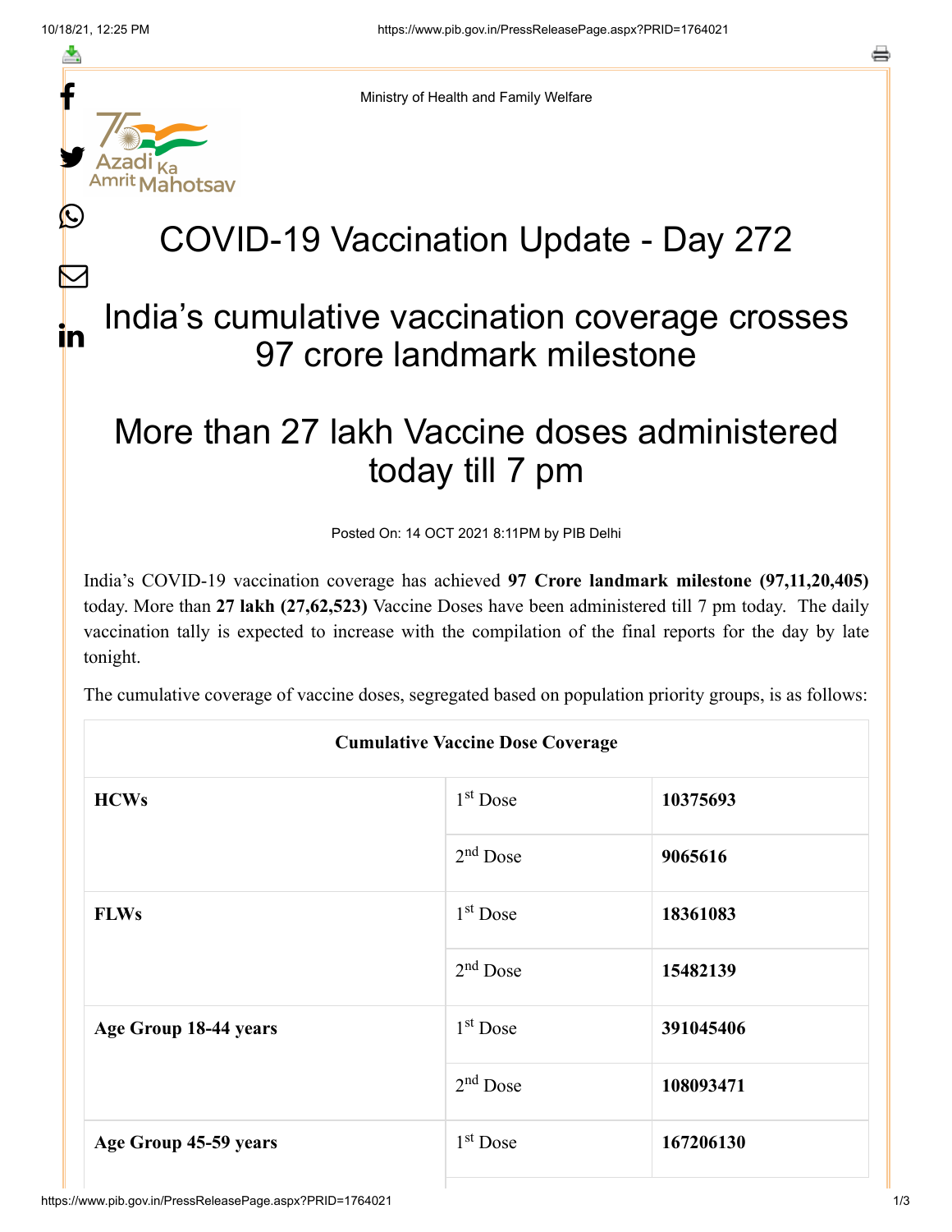Ministry of Health and Family Welfare

# COVID-19 Vaccination Update - Day 272

## India's cumulative vaccination coverage crosses 97 crore landmark milestone

## More than 27 lakh Vaccine doses administered today till 7 pm

Posted On: 14 OCT 2021 8:11PM by PIB Delhi

India's COVID-19 vaccination coverage has achieved **97 Crore landmark milestone (97,11,20,405)** today. More than **27 lakh (27,62,523)** Vaccine Doses have been administered till 7 pm today. The daily vaccination tally is expected to increase with the compilation of the final reports for the day by late tonight.

The cumulative coverage of vaccine doses, segregated based on population priority groups, is as follows:

| **Cumulative Vaccine Dose Coverage** | | |
|---|---|---|
| **HCWs** | 1st Dose | **10375693** |
| | 2nd Dose | **9065616** |
| **FLWs** | 1st Dose | **18361083** |
| | 2nd Dose | **15482139** |
| **Age Group 18-44 years** | 1st Dose | **391045406** |
| | 2nd Dose | **108093471** |
| **Age Group 45-59 years** | 1st Dose | **167206130** |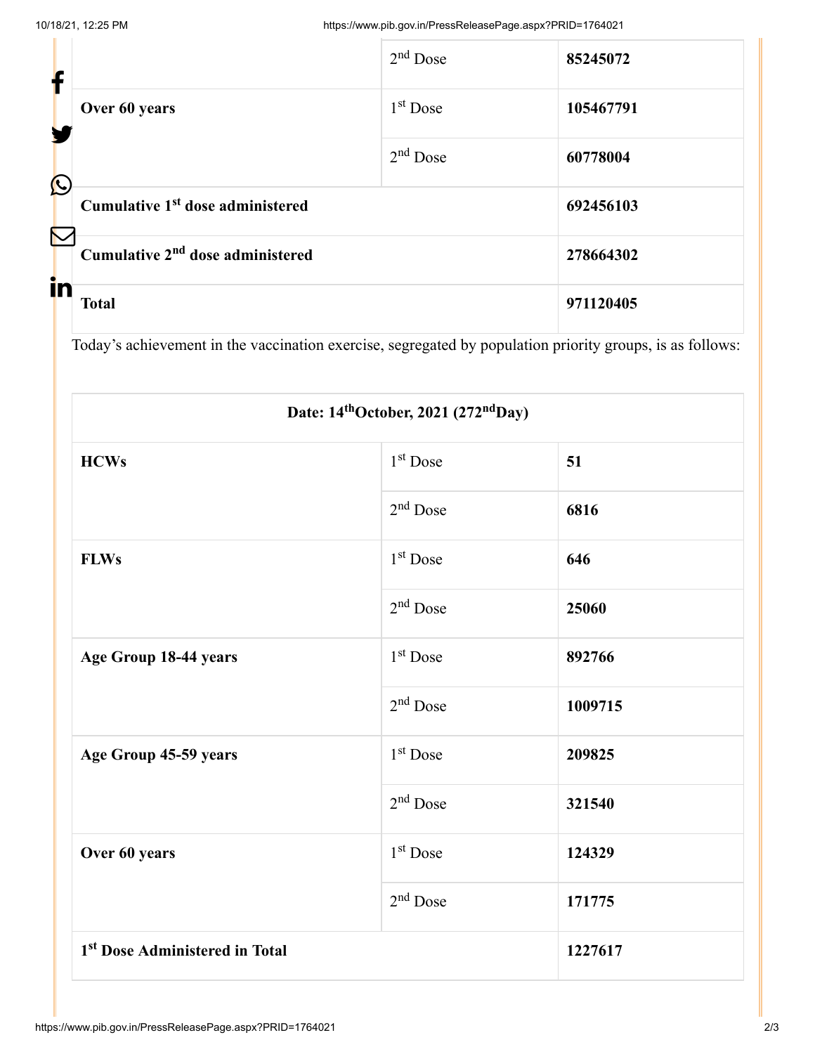| | | |
|---|---|---|
| | 2nd Dose | **85245072** |
| **Over 60 years** | 1st Dose | **105467791** |
| | 2nd Dose | **60778004** |
| **Cumulative 1st dose administered** | | **692456103** |
| **Cumulative 2nd dose administered** | | **278664302** |
| **Total** | | **971120405** |

Today's achievement in the vaccination exercise, segregated by population priority groups, is as follows:

| **Date: 14th October, 2021 (272nd Day)** | | |
|---|---|---|
| **HCWs** | 1st Dose | **51** |
| | 2nd Dose | **6816** |
| **FLWs** | 1st Dose | **646** |
| | 2nd Dose | **25060** |
| **Age Group 18-44 years** | 1st Dose | **892766** |
| | 2nd Dose | **1009715** |
| **Age Group 45-59 years** | 1st Dose | **209825** |
| | 2nd Dose | **321540** |
| **Over 60 years** | 1st Dose | **124329** |
| | 2nd Dose | **171775** |
| **1st Dose Administered in Total** | | **1227617** |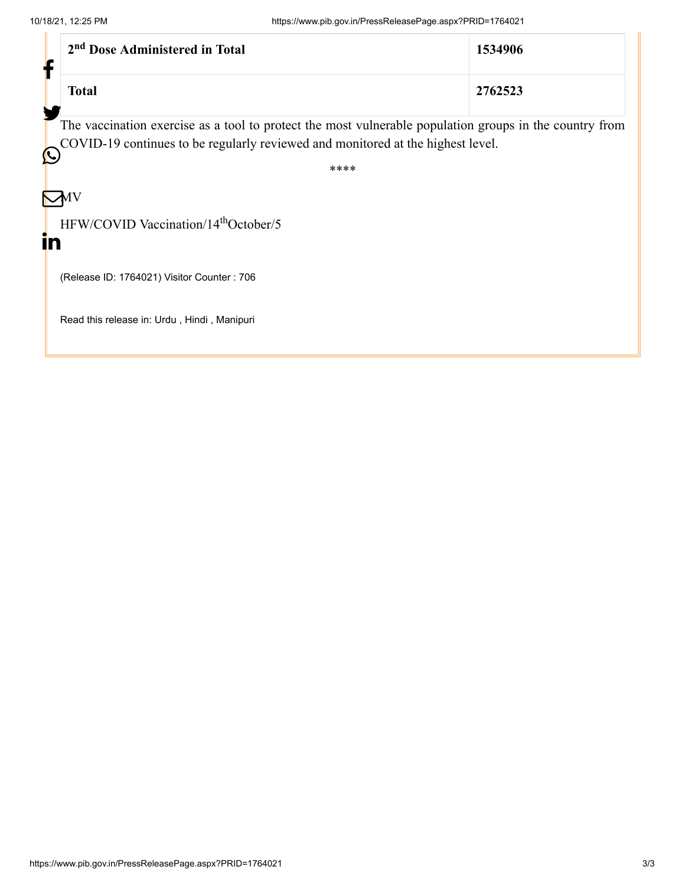| | |
|---|---|
| **2nd Dose Administered in Total** | **1534906** |
| **Total** | **2762523** |

The vaccination exercise as a tool to protect the most vulnerable population groups in the country from COVID-19 continues to be regularly reviewed and monitored at the highest level.

****

MV

HFW/COVID Vaccination/14thOctober/5

(Release ID: 1764021) Visitor Counter : 706

Read this release in: Urdu , Hindi , Manipuri